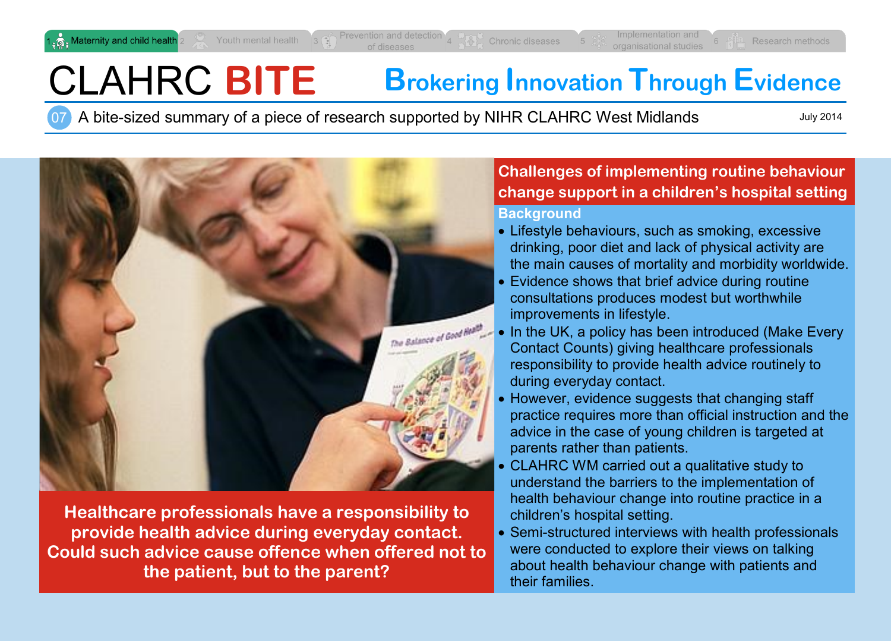1 Maternity and child health | 2 Youth mental health | 3 Prevention and detection of diseases | 4 Chronic diseases | 5 Implementation and organisational studies | 6 Research methods

# CLAHRC BITE

**Brokering Innovation Through Evidence**

07 A bite-sized summary of a piece of research supported by NIHR CLAHRC West Midlands

July 2014

**Healthcare professionals have a responsibility to provide health advice during everyday contact. Could such advice cause offence when offered not to the patient, but to the parent?**

## Challenges of implementing routine behaviour change support in a children's hospital setting

### Background

- Lifestyle behaviours, such as smoking, excessive drinking, poor diet and lack of physical activity are the main causes of mortality and morbidity worldwide.
- Evidence shows that brief advice during routine consultations produces modest but worthwhile improvements in lifestyle.
- In the UK, a policy has been introduced (Make Every Contact Counts) giving healthcare professionals responsibility to provide health advice routinely to during everyday contact.
- However, evidence suggests that changing staff practice requires more than official instruction and the advice in the case of young children is targeted at parents rather than patients.
- CLAHRC WM carried out a qualitative study to understand the barriers to the implementation of health behaviour change into routine practice in a children's hospital setting.
- Semi-structured interviews with health professionals were conducted to explore their views on talking about health behaviour change with patients and their families.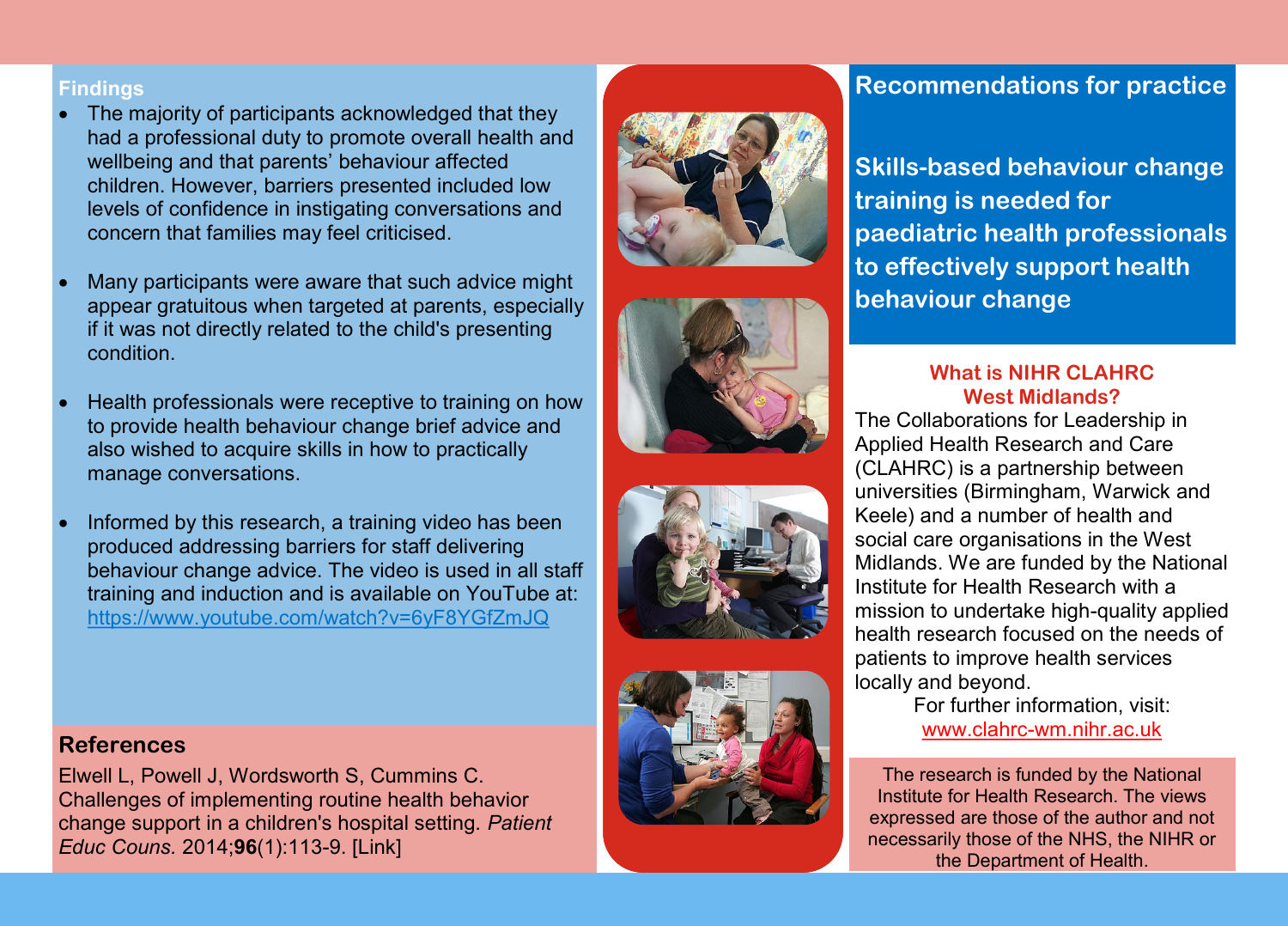## Findings

- The majority of participants acknowledged that they had a professional duty to promote overall health and wellbeing and that parents' behaviour affected children. However, barriers presented included low levels of confidence in instigating conversations and concern that families may feel criticised.
- Many participants were aware that such advice might appear gratuitous when targeted at parents, especially if it was not directly related to the child's presenting condition.
- Health professionals were receptive to training on how to provide health behaviour change brief advice and also wished to acquire skills in how to practically manage conversations.
- Informed by this research, a training video has been produced addressing barriers for staff delivering behaviour change advice. The video is used in all staff training and induction and is available on YouTube at: https://www.youtube.com/watch?v=6yF8YGfZmJQ

## References

Elwell L, Powell J, Wordsworth S, Cummins C. Challenges of implementing routine health behavior change support in a children's hospital setting. *Patient Educ Couns.* 2014;**96**(1):113-9. [Link]

## Recommendations for practice

**Skills-based behaviour change training is needed for paediatric health professionals to effectively support health behaviour change**

### What is NIHR CLAHRC West Midlands?

The Collaborations for Leadership in Applied Health Research and Care (CLAHRC) is a partnership between universities (Birmingham, Warwick and Keele) and a number of health and social care organisations in the West Midlands. We are funded by the National Institute for Health Research with a mission to undertake high-quality applied health research focused on the needs of patients to improve health services locally and beyond.

For further information, visit: www.clahrc-wm.nihr.ac.uk

The research is funded by the National Institute for Health Research. The views expressed are those of the author and not necessarily those of the NHS, the NIHR or the Department of Health.